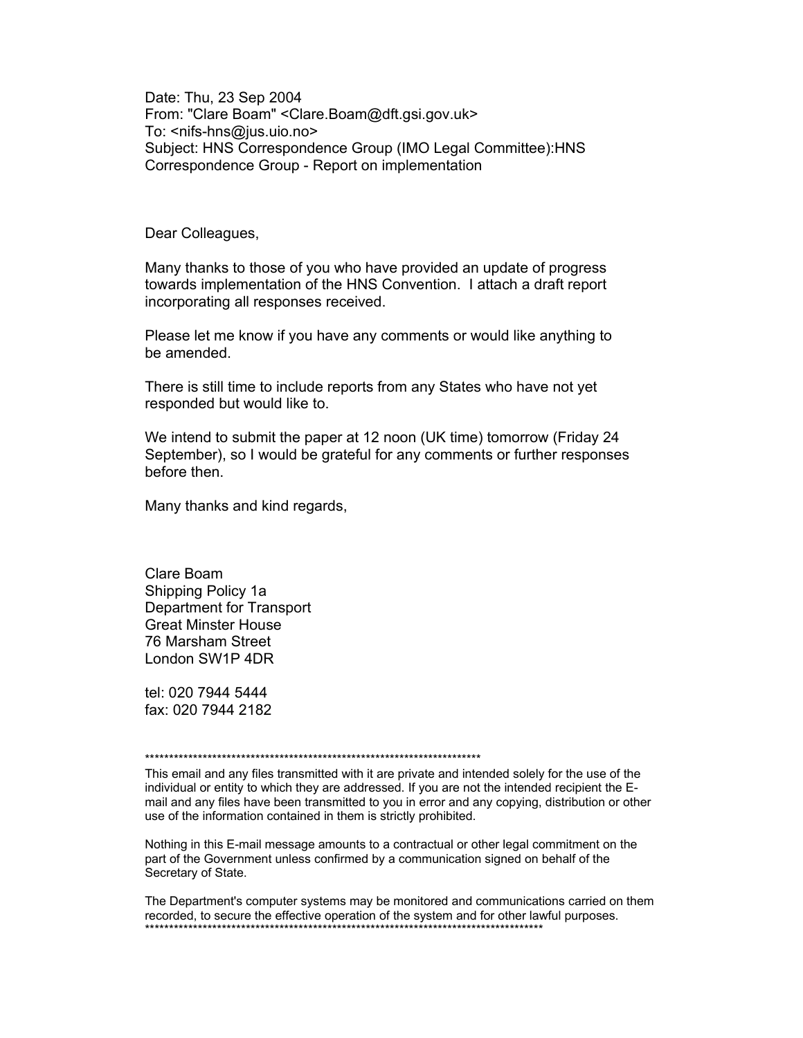Date: Thu, 23 Sep 2004
From: "Clare Boam" <Clare.Boam@dft.gsi.gov.uk>
To: <nifs-hns@jus.uio.no>
Subject: HNS Correspondence Group (IMO Legal Committee):HNS Correspondence Group - Report on implementation

Dear Colleagues,

Many thanks to those of you who have provided an update of progress towards implementation of the HNS Convention. I attach a draft report incorporating all responses received.

Please let me know if you have any comments or would like anything to be amended.

There is still time to include reports from any States who have not yet responded but would like to.

We intend to submit the paper at 12 noon (UK time) tomorrow (Friday 24 September), so I would be grateful for any comments or further responses before then.

Many thanks and kind regards,

Clare Boam
Shipping Policy 1a
Department for Transport
Great Minster House
76 Marsham Street
London SW1P 4DR

tel: 020 7944 5444
fax: 020 7944 2182

**********************************************************************

This email and any files transmitted with it are private and intended solely for the use of the individual or entity to which they are addressed. If you are not the intended recipient the E-mail and any files have been transmitted to you in error and any copying, distribution or other use of the information contained in them is strictly prohibited.

Nothing in this E-mail message amounts to a contractual or other legal commitment on the part of the Government unless confirmed by a communication signed on behalf of the Secretary of State.

The Department's computer systems may be monitored and communications carried on them recorded, to secure the effective operation of the system and for other lawful purposes.
**********************************************************************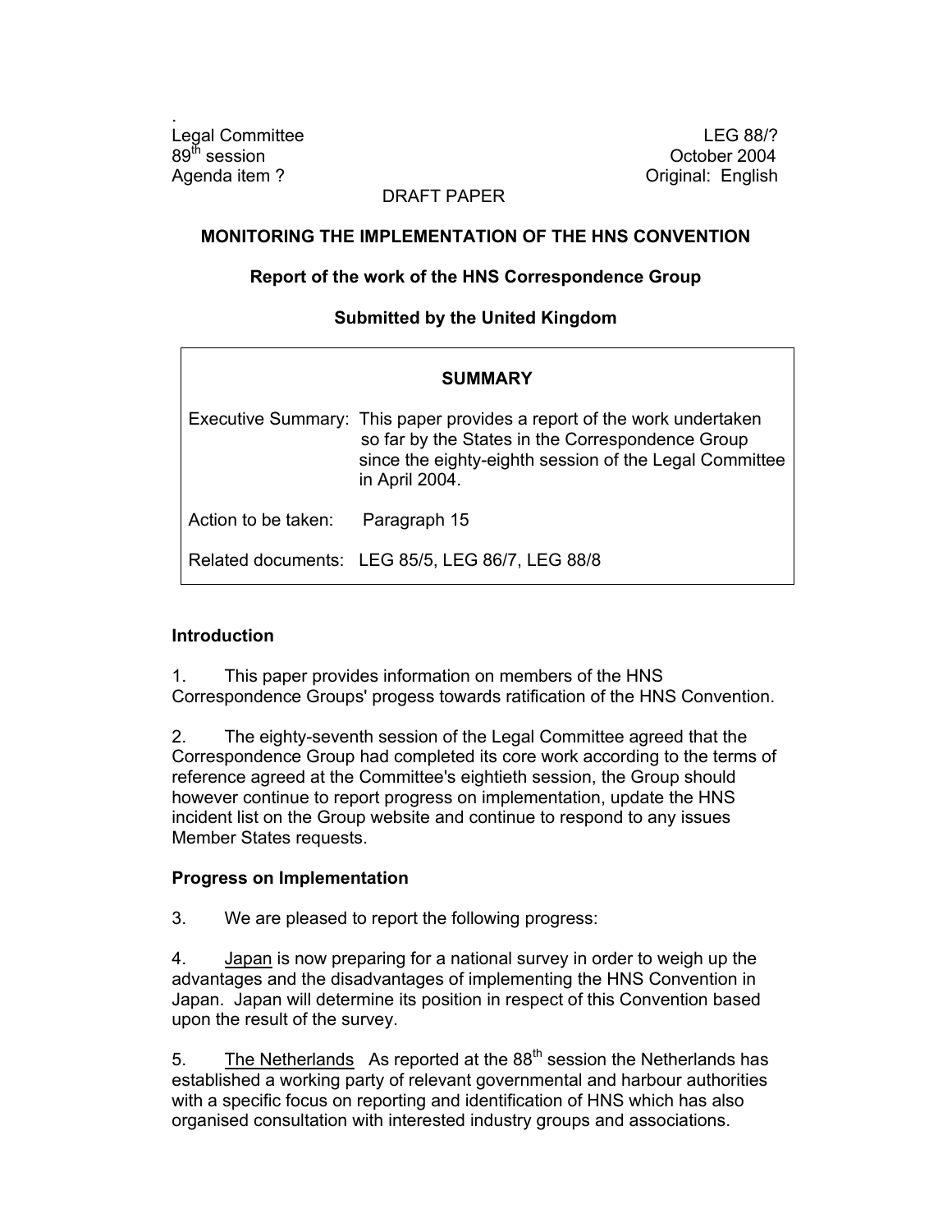.
Legal Committee
89th session
Agenda item ?

LEG 88/?
October 2004
Original: English

DRAFT PAPER

**MONITORING THE IMPLEMENTATION OF THE HNS CONVENTION**

**Report of the work of the HNS Correspondence Group**

**Submitted by the United Kingdom**

| **SUMMARY** | |
|---|---|
| Executive Summary: | This paper provides a report of the work undertaken so far by the States in the Correspondence Group since the eighty-eighth session of the Legal Committee in April 2004. |
| Action to be taken: | Paragraph 15 |
| Related documents: | LEG 85/5, LEG 86/7, LEG 88/8 |

**Introduction**

1. This paper provides information on members of the HNS Correspondence Groups' progess towards ratification of the HNS Convention.

2. The eighty-seventh session of the Legal Committee agreed that the Correspondence Group had completed its core work according to the terms of reference agreed at the Committee's eightieth session, the Group should however continue to report progress on implementation, update the HNS incident list on the Group website and continue to respond to any issues Member States requests.

**Progress on Implementation**

3. We are pleased to report the following progress:

4. Japan is now preparing for a national survey in order to weigh up the advantages and the disadvantages of implementing the HNS Convention in Japan. Japan will determine its position in respect of this Convention based upon the result of the survey.

5. The Netherlands As reported at the 88th session the Netherlands has established a working party of relevant governmental and harbour authorities with a specific focus on reporting and identification of HNS which has also organised consultation with interested industry groups and associations.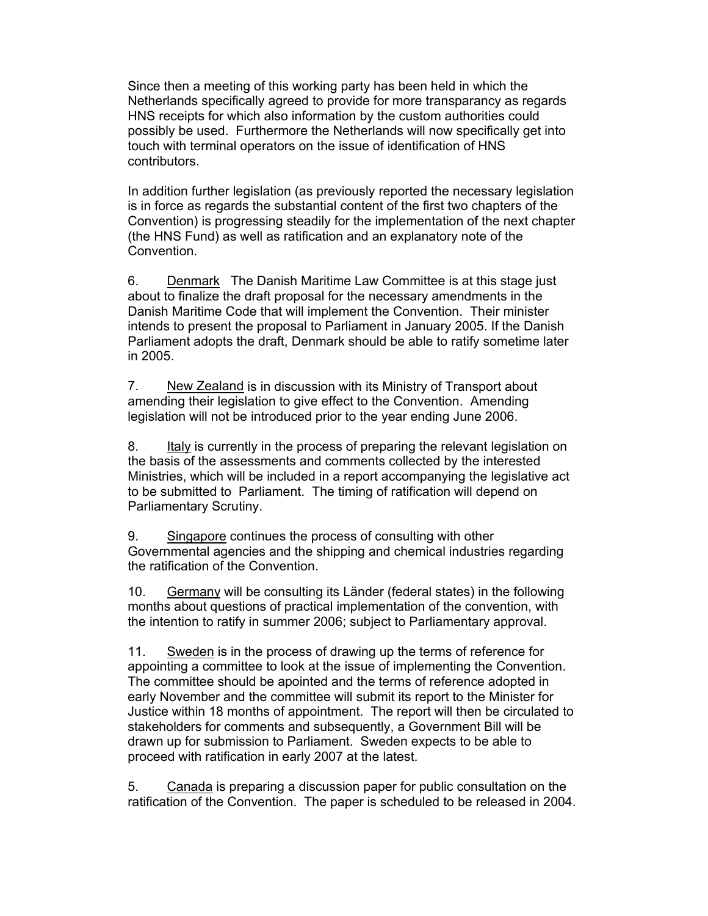Since then a meeting of this working party has been held in which the Netherlands specifically agreed to provide for more transparancy as regards HNS receipts for which also information by the custom authorities could possibly be used. Furthermore the Netherlands will now specifically get into touch with terminal operators on the issue of identification of HNS contributors.

In addition further legislation (as previously reported the necessary legislation is in force as regards the substantial content of the first two chapters of the Convention) is progressing steadily for the implementation of the next chapter (the HNS Fund) as well as ratification and an explanatory note of the Convention.

6. <u>Denmark</u> The Danish Maritime Law Committee is at this stage just about to finalize the draft proposal for the necessary amendments in the Danish Maritime Code that will implement the Convention. Their minister intends to present the proposal to Parliament in January 2005. If the Danish Parliament adopts the draft, Denmark should be able to ratify sometime later in 2005.

7. <u>New Zealand</u> is in discussion with its Ministry of Transport about amending their legislation to give effect to the Convention. Amending legislation will not be introduced prior to the year ending June 2006.

8. <u>Italy</u> is currently in the process of preparing the relevant legislation on the basis of the assessments and comments collected by the interested Ministries, which will be included in a report accompanying the legislative act to be submitted to Parliament. The timing of ratification will depend on Parliamentary Scrutiny.

9. <u>Singapore</u> continues the process of consulting with other Governmental agencies and the shipping and chemical industries regarding the ratification of the Convention.

10. <u>Germany</u> will be consulting its Länder (federal states) in the following months about questions of practical implementation of the convention, with the intention to ratify in summer 2006; subject to Parliamentary approval.

11. <u>Sweden</u> is in the process of drawing up the terms of reference for appointing a committee to look at the issue of implementing the Convention. The committee should be apointed and the terms of reference adopted in early November and the committee will submit its report to the Minister for Justice within 18 months of appointment. The report will then be circulated to stakeholders for comments and subsequently, a Government Bill will be drawn up for submission to Parliament. Sweden expects to be able to proceed with ratification in early 2007 at the latest.

5. <u>Canada</u> is preparing a discussion paper for public consultation on the ratification of the Convention. The paper is scheduled to be released in 2004.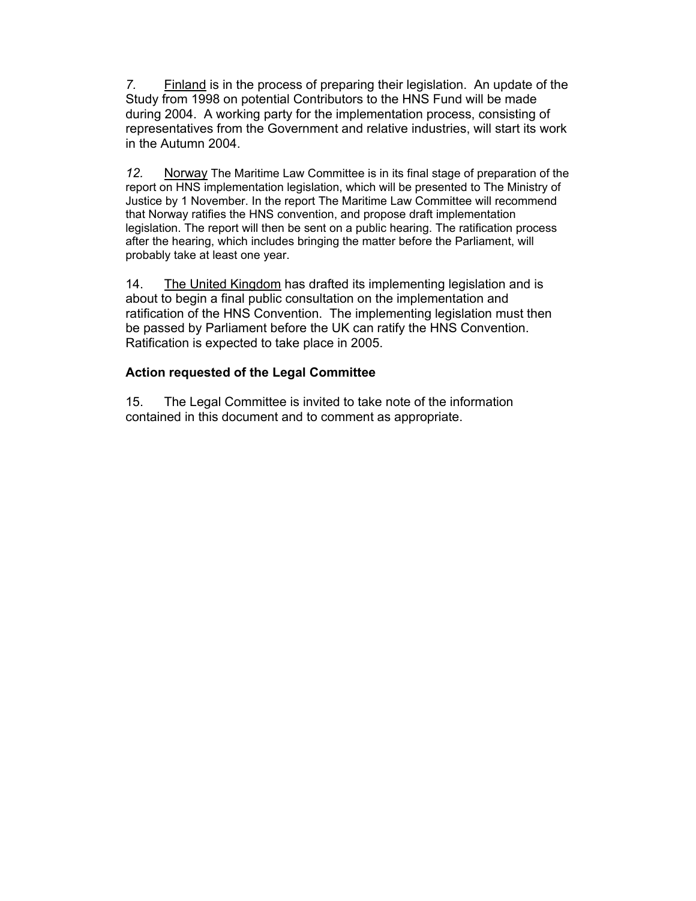*7.* Finland is in the process of preparing their legislation. An update of the Study from 1998 on potential Contributors to the HNS Fund will be made during 2004. A working party for the implementation process, consisting of representatives from the Government and relative industries, will start its work in the Autumn 2004.

*12.* Norway The Maritime Law Committee is in its final stage of preparation of the report on HNS implementation legislation, which will be presented to The Ministry of Justice by 1 November. In the report The Maritime Law Committee will recommend that Norway ratifies the HNS convention, and propose draft implementation legislation. The report will then be sent on a public hearing. The ratification process after the hearing, which includes bringing the matter before the Parliament, will probably take at least one year.

14. The United Kingdom has drafted its implementing legislation and is about to begin a final public consultation on the implementation and ratification of the HNS Convention. The implementing legislation must then be passed by Parliament before the UK can ratify the HNS Convention. Ratification is expected to take place in 2005.

**Action requested of the Legal Committee**

15. The Legal Committee is invited to take note of the information contained in this document and to comment as appropriate.